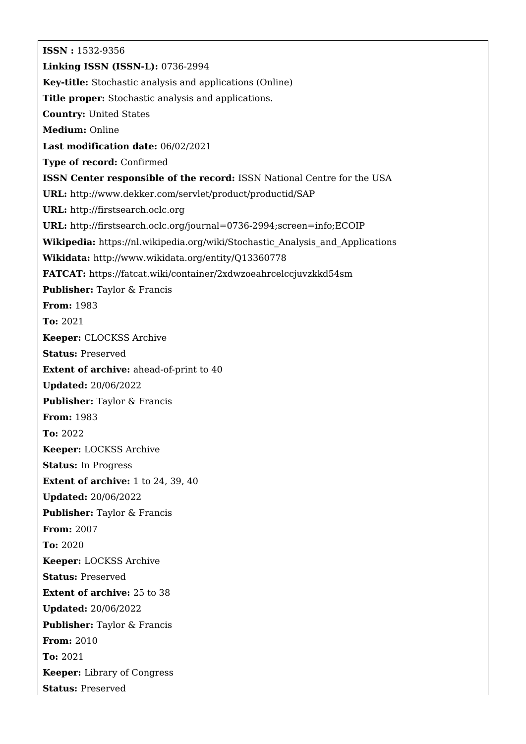**ISSN :** 1532-9356

**Linking ISSN (ISSN-L):** 0736-2994

**Key-title:** Stochastic analysis and applications (Online)

**Title proper:** Stochastic analysis and applications.

**Country:** United States

**Medium:** Online

**Last modification date:** 06/02/2021

**Type of record:** Confirmed

**ISSN Center responsible of the record:** ISSN National Centre for the USA

**URL:** http://www.dekker.com/servlet/product/productid/SAP

**URL:** http://firstsearch.oclc.org

**URL:** http://firstsearch.oclc.org/journal=0736-2994;screen=info;ECOIP

**Wikipedia:** https://nl.wikipedia.org/wiki/Stochastic_Analysis_and_Applications

**Wikidata:** http://www.wikidata.org/entity/Q13360778

**FATCAT:** https://fatcat.wiki/container/2xdwzoeahrcelccjuvzkkd54sm

**Publisher:** Taylor & Francis

**From:** 1983

**To:** 2021

**Keeper:** CLOCKSS Archive

**Status:** Preserved

**Extent of archive:** ahead-of-print to 40

**Updated:** 20/06/2022

**Publisher:** Taylor & Francis

**From:** 1983

**To:** 2022

**Keeper:** LOCKSS Archive

**Status:** In Progress

**Extent of archive:** 1 to 24, 39, 40

**Updated:** 20/06/2022

**Publisher:** Taylor & Francis

**From:** 2007

**To:** 2020

**Keeper:** LOCKSS Archive

**Status:** Preserved

**Extent of archive:** 25 to 38

**Updated:** 20/06/2022

**Publisher:** Taylor & Francis

**From:** 2010

**To:** 2021

**Keeper:** Library of Congress

**Status:** Preserved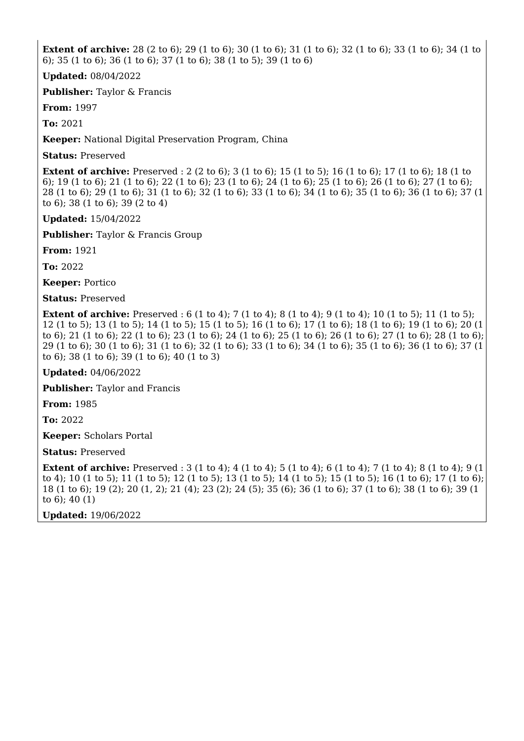**Extent of archive:** 28 (2 to 6); 29 (1 to 6); 30 (1 to 6); 31 (1 to 6); 32 (1 to 6); 33 (1 to 6); 34 (1 to 6); 35 (1 to 6); 36 (1 to 6); 37 (1 to 6); 38 (1 to 5); 39 (1 to 6)

**Updated:** 08/04/2022

**Publisher:** Taylor & Francis

**From:** 1997

**To:** 2021

**Keeper:** National Digital Preservation Program, China

**Status:** Preserved

**Extent of archive:** Preserved : 2 (2 to 6); 3 (1 to 6); 15 (1 to 5); 16 (1 to 6); 17 (1 to 6); 18 (1 to 6); 19 (1 to 6); 21 (1 to 6); 22 (1 to 6); 23 (1 to 6); 24 (1 to 6); 25 (1 to 6); 26 (1 to 6); 27 (1 to 6); 28 (1 to 6); 29 (1 to 6); 31 (1 to 6); 32 (1 to 6); 33 (1 to 6); 34 (1 to 6); 35 (1 to 6); 36 (1 to 6); 37 (1 to 6); 38 (1 to 6); 39 (2 to 4)

**Updated:** 15/04/2022

**Publisher:** Taylor & Francis Group

**From:** 1921

**To:** 2022

**Keeper:** Portico

**Status:** Preserved

**Extent of archive:** Preserved : 6 (1 to 4); 7 (1 to 4); 8 (1 to 4); 9 (1 to 4); 10 (1 to 5); 11 (1 to 5); 12 (1 to 5); 13 (1 to 5); 14 (1 to 5); 15 (1 to 5); 16 (1 to 6); 17 (1 to 6); 18 (1 to 6); 19 (1 to 6); 20 (1 to 6); 21 (1 to 6); 22 (1 to 6); 23 (1 to 6); 24 (1 to 6); 25 (1 to 6); 26 (1 to 6); 27 (1 to 6); 28 (1 to 6); 29 (1 to 6); 30 (1 to 6); 31 (1 to 6); 32 (1 to 6); 33 (1 to 6); 34 (1 to 6); 35 (1 to 6); 36 (1 to 6); 37 (1 to 6); 38 (1 to 6); 39 (1 to 6); 40 (1 to 3)

**Updated:** 04/06/2022

**Publisher:** Taylor and Francis

**From:** 1985

**To:** 2022

**Keeper:** Scholars Portal

**Status:** Preserved

**Extent of archive:** Preserved : 3 (1 to 4); 4 (1 to 4); 5 (1 to 4); 6 (1 to 4); 7 (1 to 4); 8 (1 to 4); 9 (1 to 4); 10 (1 to 5); 11 (1 to 5); 12 (1 to 5); 13 (1 to 5); 14 (1 to 5); 15 (1 to 5); 16 (1 to 6); 17 (1 to 6); 18 (1 to 6); 19 (2); 20 (1, 2); 21 (4); 23 (2); 24 (5); 35 (6); 36 (1 to 6); 37 (1 to 6); 38 (1 to 6); 39 (1 to 6); 40 (1)

**Updated:** 19/06/2022